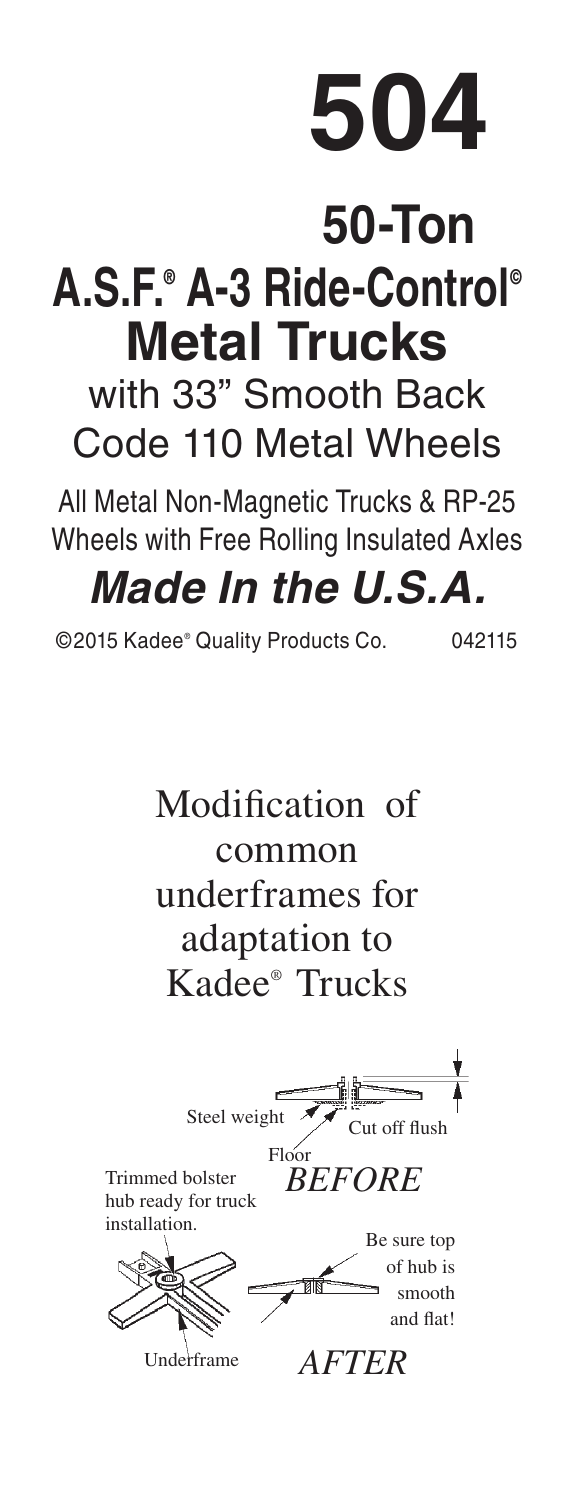# 504

## 50-Ton

## A.S.F.® A-3 Ride-Control© Metal Trucks

with 33" Smooth Back Code 110 Metal Wheels

All Metal Non-Magnetic Trucks & RP-25 Wheels with Free Rolling Insulated Axles

***Made In the U.S.A.***

©2015 Kadee® Quality Products Co. 042115

## Modification of common underframes for adaptation to Kadee® Trucks

Steel weight

Cut off flush

Floor

*BEFORE*

Trimmed bolster hub ready for truck installation.

Be sure top of hub is smooth and flat!

Underframe

*AFTER*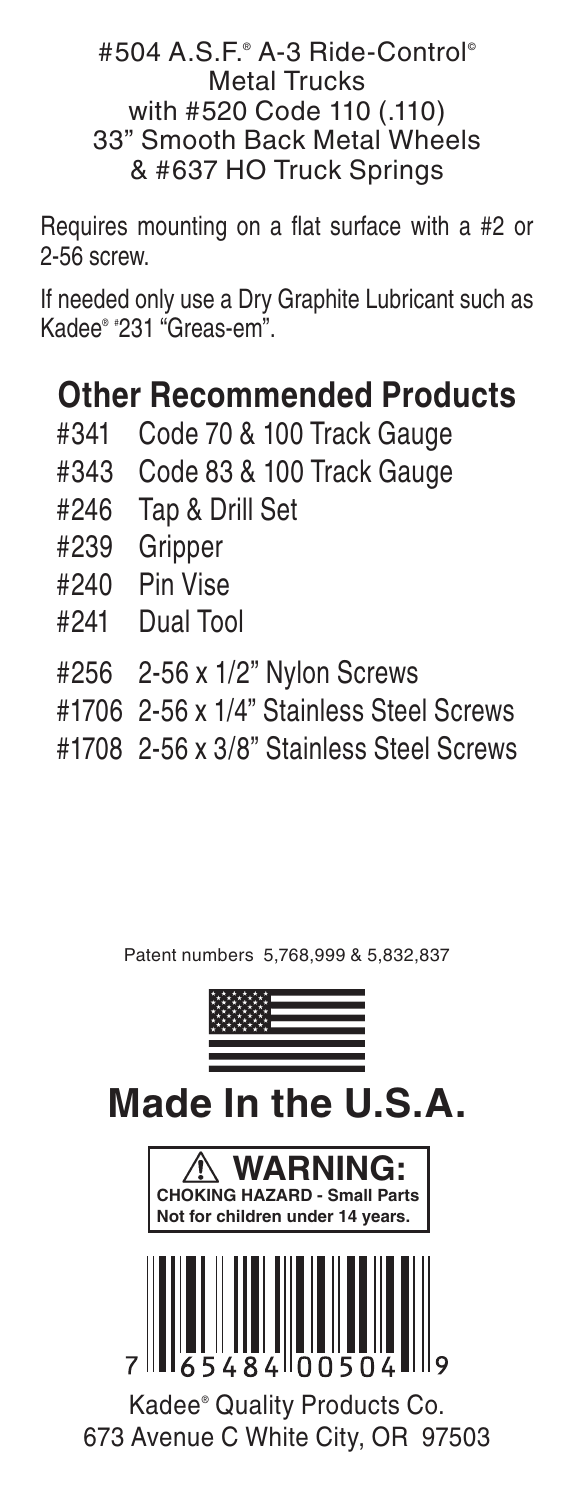#504 A.S.F.® A-3 Ride-Control©
Metal Trucks
with #520 Code 110 (.110)
33" Smooth Back Metal Wheels
& #637 HO Truck Springs

Requires mounting on a flat surface with a #2 or 2-56 screw.

If needed only use a Dry Graphite Lubricant such as Kadee® #231 "Greas-em".

## Other Recommended Products

- #341 Code 70 & 100 Track Gauge
- #343 Code 83 & 100 Track Gauge
- #246 Tap & Drill Set
- #239 Gripper
- #240 Pin Vise
- #241 Dual Tool
- #256 2-56 x 1/2" Nylon Screws
- #1706 2-56 x 1/4" Stainless Steel Screws
- #1708 2-56 x 3/8" Stainless Steel Screws

Patent numbers 5,768,999 & 5,832,837

## Made In the U.S.A.

**⚠ WARNING:**
**CHOKING HAZARD - Small Parts**
**Not for children under 14 years.**

7 65484 00504 9

Kadee® Quality Products Co.
673 Avenue C White City, OR 97503